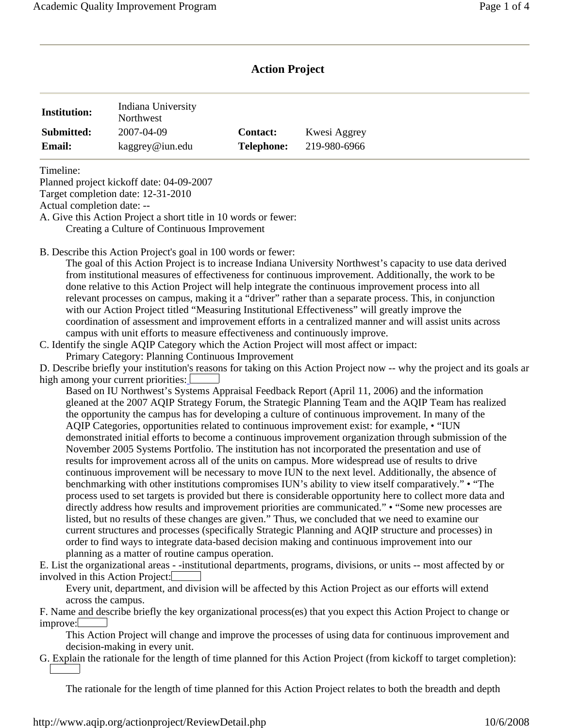# Action Project

| **Institution:** | Indiana University Northwest | | |
|---|---|---|---|
| **Submitted:** | 2007-04-09 | **Contact:** | Kwesi Aggrey |
| **Email:** | kaggrey@iun.edu | **Telephone:** | 219-980-6966 |

Timeline:
Planned project kickoff date: 04-09-2007
Target completion date: 12-31-2010
Actual completion date: --

A. Give this Action Project a short title in 10 words or fewer:

Creating a Culture of Continuous Improvement

B. Describe this Action Project's goal in 100 words or fewer:

The goal of this Action Project is to increase Indiana University Northwest's capacity to use data derived from institutional measures of effectiveness for continuous improvement. Additionally, the work to be done relative to this Action Project will help integrate the continuous improvement process into all relevant processes on campus, making it a "driver" rather than a separate process. This, in conjunction with our Action Project titled "Measuring Institutional Effectiveness" will greatly improve the coordination of assessment and improvement efforts in a centralized manner and will assist units across campus with unit efforts to measure effectiveness and continuously improve.

C. Identify the single AQIP Category which the Action Project will most affect or impact:

Primary Category: Planning Continuous Improvement

D. Describe briefly your institution's reasons for taking on this Action Project now -- why the project and its goals ar high among your current priorities:

Based on IU Northwest's Systems Appraisal Feedback Report (April 11, 2006) and the information gleaned at the 2007 AQIP Strategy Forum, the Strategic Planning Team and the AQIP Team has realized the opportunity the campus has for developing a culture of continuous improvement. In many of the AQIP Categories, opportunities related to continuous improvement exist: for example, • "IUN demonstrated initial efforts to become a continuous improvement organization through submission of the November 2005 Systems Portfolio. The institution has not incorporated the presentation and use of results for improvement across all of the units on campus. More widespread use of results to drive continuous improvement will be necessary to move IUN to the next level. Additionally, the absence of benchmarking with other institutions compromises IUN's ability to view itself comparatively." • "The process used to set targets is provided but there is considerable opportunity here to collect more data and directly address how results and improvement priorities are communicated." • "Some new processes are listed, but no results of these changes are given." Thus, we concluded that we need to examine our current structures and processes (specifically Strategic Planning and AQIP structure and processes) in order to find ways to integrate data-based decision making and continuous improvement into our planning as a matter of routine campus operation.

E. List the organizational areas - -institutional departments, programs, divisions, or units -- most affected by or involved in this Action Project:

Every unit, department, and division will be affected by this Action Project as our efforts will extend across the campus.

F. Name and describe briefly the key organizational process(es) that you expect this Action Project to change or improve:

This Action Project will change and improve the processes of using data for continuous improvement and decision-making in every unit.

G. Explain the rationale for the length of time planned for this Action Project (from kickoff to target completion):

The rationale for the length of time planned for this Action Project relates to both the breadth and depth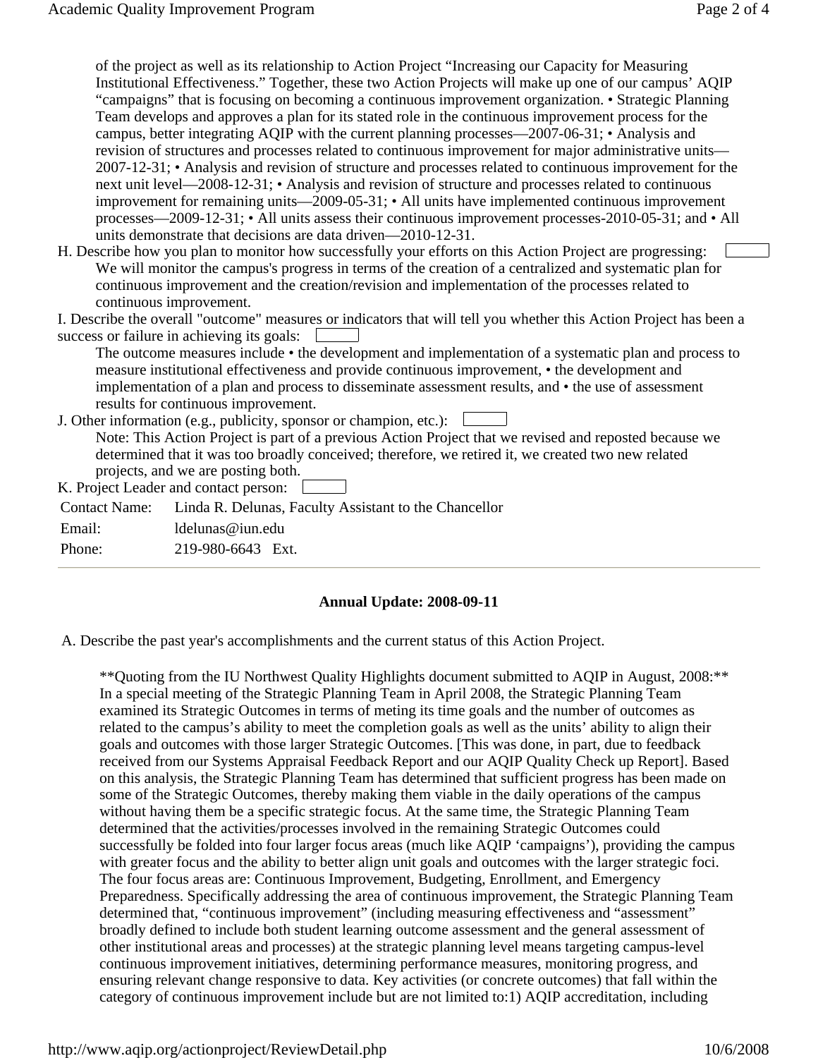of the project as well as its relationship to Action Project "Increasing our Capacity for Measuring Institutional Effectiveness." Together, these two Action Projects will make up one of our campus' AQIP "campaigns" that is focusing on becoming a continuous improvement organization. • Strategic Planning Team develops and approves a plan for its stated role in the continuous improvement process for the campus, better integrating AQIP with the current planning processes—2007-06-31; • Analysis and revision of structures and processes related to continuous improvement for major administrative units—2007-12-31; • Analysis and revision of structure and processes related to continuous improvement for the next unit level—2008-12-31; • Analysis and revision of structure and processes related to continuous improvement for remaining units—2009-05-31; • All units have implemented continuous improvement processes—2009-12-31; • All units assess their continuous improvement processes-2010-05-31; and • All units demonstrate that decisions are data driven—2010-12-31.

H. Describe how you plan to monitor how successfully your efforts on this Action Project are progressing:

We will monitor the campus's progress in terms of the creation of a centralized and systematic plan for continuous improvement and the creation/revision and implementation of the processes related to continuous improvement.

I. Describe the overall "outcome" measures or indicators that will tell you whether this Action Project has been a success or failure in achieving its goals:

The outcome measures include • the development and implementation of a systematic plan and process to measure institutional effectiveness and provide continuous improvement, • the development and implementation of a plan and process to disseminate assessment results, and • the use of assessment results for continuous improvement.

J. Other information (e.g., publicity, sponsor or champion, etc.):

Note: This Action Project is part of a previous Action Project that we revised and reposted because we determined that it was too broadly conceived; therefore, we retired it, we created two new related projects, and we are posting both.

K. Project Leader and contact person:

| | |
|---|---|
| Contact Name: | Linda R. Delunas, Faculty Assistant to the Chancellor |
| Email: | ldelunas@iun.edu |
| Phone: | 219-980-6643 Ext. |

---

**Annual Update: 2008-09-11**

A. Describe the past year's accomplishments and the current status of this Action Project.

**Quoting from the IU Northwest Quality Highlights document submitted to AQIP in August, 2008:** In a special meeting of the Strategic Planning Team in April 2008, the Strategic Planning Team examined its Strategic Outcomes in terms of meting its time goals and the number of outcomes as related to the campus's ability to meet the completion goals as well as the units' ability to align their goals and outcomes with those larger Strategic Outcomes. [This was done, in part, due to feedback received from our Systems Appraisal Feedback Report and our AQIP Quality Check up Report]. Based on this analysis, the Strategic Planning Team has determined that sufficient progress has been made on some of the Strategic Outcomes, thereby making them viable in the daily operations of the campus without having them be a specific strategic focus. At the same time, the Strategic Planning Team determined that the activities/processes involved in the remaining Strategic Outcomes could successfully be folded into four larger focus areas (much like AQIP 'campaigns'), providing the campus with greater focus and the ability to better align unit goals and outcomes with the larger strategic foci. The four focus areas are: Continuous Improvement, Budgeting, Enrollment, and Emergency Preparedness. Specifically addressing the area of continuous improvement, the Strategic Planning Team determined that, "continuous improvement" (including measuring effectiveness and "assessment" broadly defined to include both student learning outcome assessment and the general assessment of other institutional areas and processes) at the strategic planning level means targeting campus-level continuous improvement initiatives, determining performance measures, monitoring progress, and ensuring relevant change responsive to data. Key activities (or concrete outcomes) that fall within the category of continuous improvement include but are not limited to:1) AQIP accreditation, including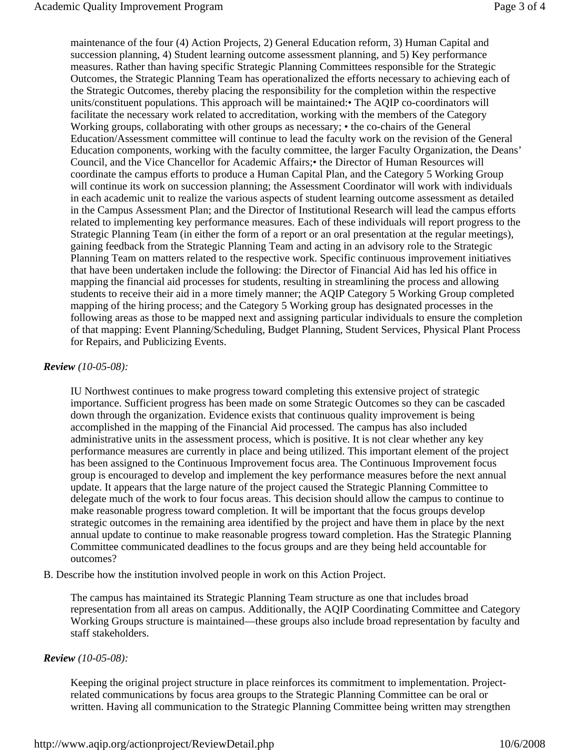maintenance of the four (4) Action Projects, 2) General Education reform, 3) Human Capital and succession planning, 4) Student learning outcome assessment planning, and 5) Key performance measures. Rather than having specific Strategic Planning Committees responsible for the Strategic Outcomes, the Strategic Planning Team has operationalized the efforts necessary to achieving each of the Strategic Outcomes, thereby placing the responsibility for the completion within the respective units/constituent populations. This approach will be maintained:• The AQIP co-coordinators will facilitate the necessary work related to accreditation, working with the members of the Category Working groups, collaborating with other groups as necessary; • the co-chairs of the General Education/Assessment committee will continue to lead the faculty work on the revision of the General Education components, working with the faculty committee, the larger Faculty Organization, the Deans' Council, and the Vice Chancellor for Academic Affairs;• the Director of Human Resources will coordinate the campus efforts to produce a Human Capital Plan, and the Category 5 Working Group will continue its work on succession planning; the Assessment Coordinator will work with individuals in each academic unit to realize the various aspects of student learning outcome assessment as detailed in the Campus Assessment Plan; and the Director of Institutional Research will lead the campus efforts related to implementing key performance measures. Each of these individuals will report progress to the Strategic Planning Team (in either the form of a report or an oral presentation at the regular meetings), gaining feedback from the Strategic Planning Team and acting in an advisory role to the Strategic Planning Team on matters related to the respective work. Specific continuous improvement initiatives that have been undertaken include the following: the Director of Financial Aid has led his office in mapping the financial aid processes for students, resulting in streamlining the process and allowing students to receive their aid in a more timely manner; the AQIP Category 5 Working Group completed mapping of the hiring process; and the Category 5 Working group has designated processes in the following areas as those to be mapped next and assigning particular individuals to ensure the completion of that mapping: Event Planning/Scheduling, Budget Planning, Student Services, Physical Plant Process for Repairs, and Publicizing Events.

***Review*** *(10-05-08):*

IU Northwest continues to make progress toward completing this extensive project of strategic importance. Sufficient progress has been made on some Strategic Outcomes so they can be cascaded down through the organization. Evidence exists that continuous quality improvement is being accomplished in the mapping of the Financial Aid processed. The campus has also included administrative units in the assessment process, which is positive. It is not clear whether any key performance measures are currently in place and being utilized. This important element of the project has been assigned to the Continuous Improvement focus area. The Continuous Improvement focus group is encouraged to develop and implement the key performance measures before the next annual update. It appears that the large nature of the project caused the Strategic Planning Committee to delegate much of the work to four focus areas. This decision should allow the campus to continue to make reasonable progress toward completion. It will be important that the focus groups develop strategic outcomes in the remaining area identified by the project and have them in place by the next annual update to continue to make reasonable progress toward completion. Has the Strategic Planning Committee communicated deadlines to the focus groups and are they being held accountable for outcomes?

B. Describe how the institution involved people in work on this Action Project.

The campus has maintained its Strategic Planning Team structure as one that includes broad representation from all areas on campus. Additionally, the AQIP Coordinating Committee and Category Working Groups structure is maintained—these groups also include broad representation by faculty and staff stakeholders.

***Review*** *(10-05-08):*

Keeping the original project structure in place reinforces its commitment to implementation. Project-related communications by focus area groups to the Strategic Planning Committee can be oral or written. Having all communication to the Strategic Planning Committee being written may strengthen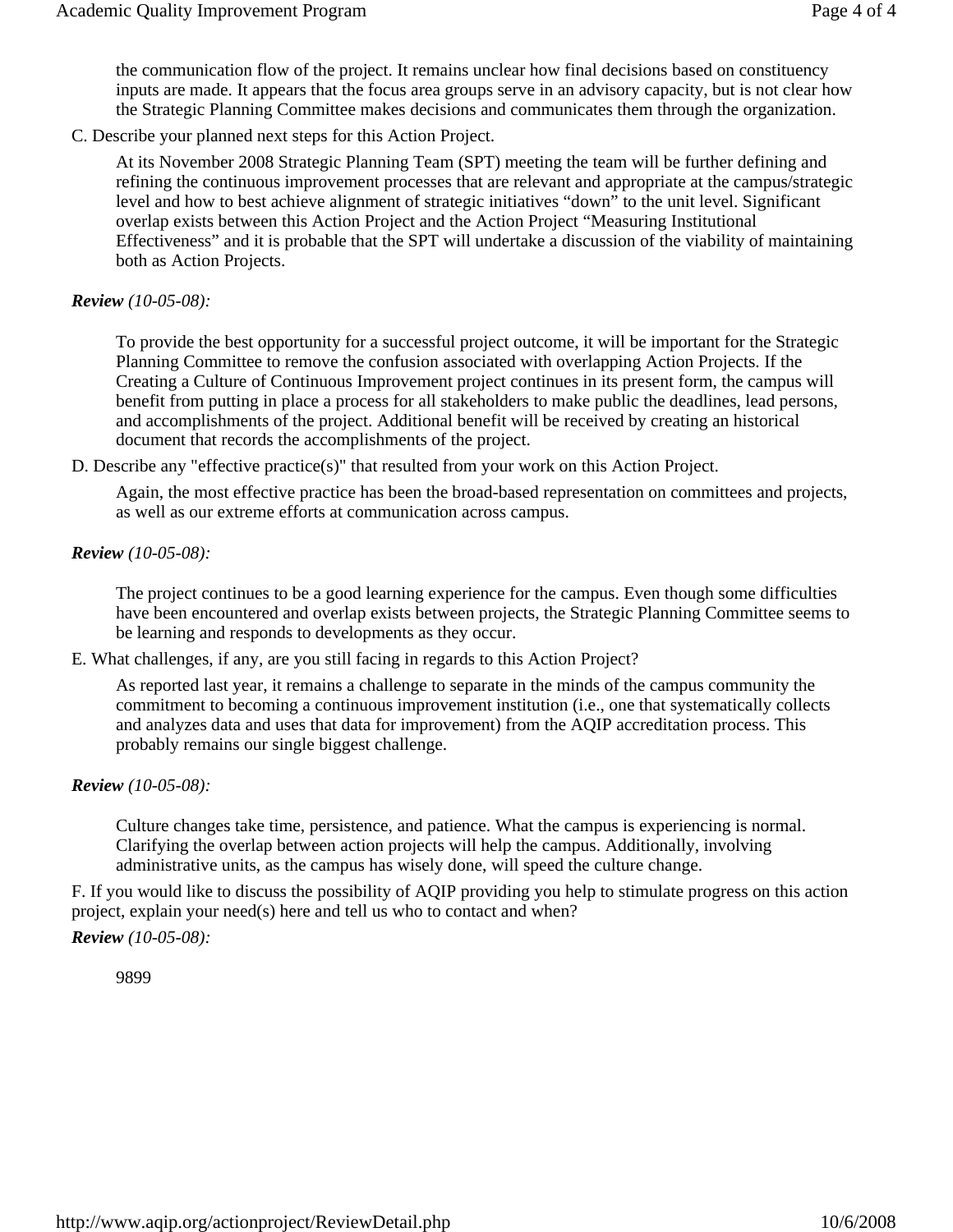the communication flow of the project. It remains unclear how final decisions based on constituency inputs are made. It appears that the focus area groups serve in an advisory capacity, but is not clear how the Strategic Planning Committee makes decisions and communicates them through the organization.

C. Describe your planned next steps for this Action Project.

At its November 2008 Strategic Planning Team (SPT) meeting the team will be further defining and refining the continuous improvement processes that are relevant and appropriate at the campus/strategic level and how to best achieve alignment of strategic initiatives "down" to the unit level. Significant overlap exists between this Action Project and the Action Project "Measuring Institutional Effectiveness" and it is probable that the SPT will undertake a discussion of the viability of maintaining both as Action Projects.

***Review*** *(10-05-08):*

To provide the best opportunity for a successful project outcome, it will be important for the Strategic Planning Committee to remove the confusion associated with overlapping Action Projects. If the Creating a Culture of Continuous Improvement project continues in its present form, the campus will benefit from putting in place a process for all stakeholders to make public the deadlines, lead persons, and accomplishments of the project. Additional benefit will be received by creating an historical document that records the accomplishments of the project.

D. Describe any "effective practice(s)" that resulted from your work on this Action Project.

Again, the most effective practice has been the broad-based representation on committees and projects, as well as our extreme efforts at communication across campus.

***Review*** *(10-05-08):*

The project continues to be a good learning experience for the campus. Even though some difficulties have been encountered and overlap exists between projects, the Strategic Planning Committee seems to be learning and responds to developments as they occur.

E. What challenges, if any, are you still facing in regards to this Action Project?

As reported last year, it remains a challenge to separate in the minds of the campus community the commitment to becoming a continuous improvement institution (i.e., one that systematically collects and analyzes data and uses that data for improvement) from the AQIP accreditation process. This probably remains our single biggest challenge.

***Review*** *(10-05-08):*

Culture changes take time, persistence, and patience. What the campus is experiencing is normal. Clarifying the overlap between action projects will help the campus. Additionally, involving administrative units, as the campus has wisely done, will speed the culture change.

F. If you would like to discuss the possibility of AQIP providing you help to stimulate progress on this action project, explain your need(s) here and tell us who to contact and when?

***Review*** *(10-05-08):*

9899